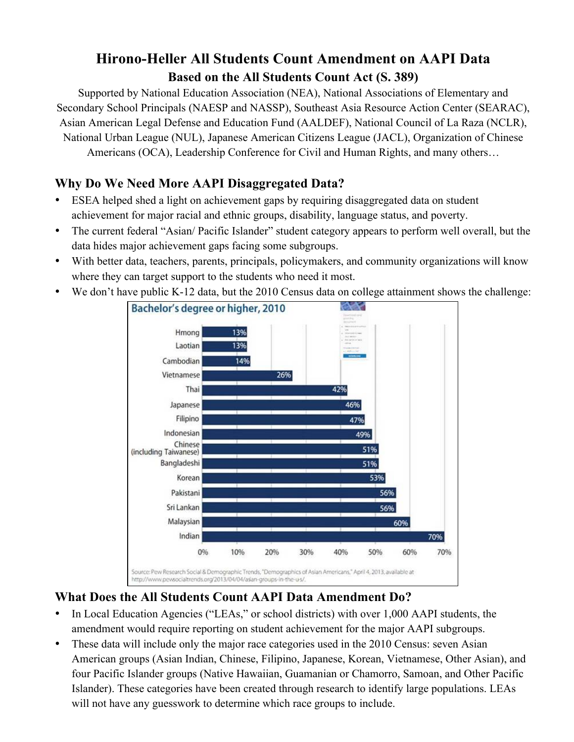# Hirono-Heller All Students Count Amendment on AAPI Data

## Based on the All Students Count Act (S. 389)

Supported by National Education Association (NEA), National Associations of Elementary and Secondary School Principals (NAESP and NASSP), Southeast Asia Resource Action Center (SEARAC), Asian American Legal Defense and Education Fund (AALDEF), National Council of La Raza (NCLR), National Urban League (NUL), Japanese American Citizens League (JACL), Organization of Chinese Americans (OCA), Leadership Conference for Civil and Human Rights, and many others…

### Why Do We Need More AAPI Disaggregated Data?

- ESEA helped shed a light on achievement gaps by requiring disaggregated data on student achievement for major racial and ethnic groups, disability, language status, and poverty.
- The current federal "Asian/ Pacific Islander" student category appears to perform well overall, but the data hides major achievement gaps facing some subgroups.
- With better data, teachers, parents, principals, policymakers, and community organizations will know where they can target support to the students who need it most.
- We don't have public K-12 data, but the 2010 Census data on college attainment shows the challenge:

**Bachelor's degree or higher, 2010**

| Group | Percent |
| --- | --- |
| Hmong | 13% |
| Laotian | 13% |
| Cambodian | 14% |
| Vietnamese | 26% |
| Thai | 42% |
| Japanese | 46% |
| Filipino | 47% |
| Indonesian | 49% |
| Chinese (including Taiwanese) | 51% |
| Bangladeshi | 51% |
| Korean | 53% |
| Pakistani | 56% |
| Sri Lankan | 56% |
| Malaysian | 60% |
| Indian | 70% |

Source: Pew Research Social & Demographic Trends, "Demographics of Asian Americans," April 4, 2013, available at http://www.pewsocialtrends.org/2013/04/04/asian-groups-in-the-u-s/.

### What Does the All Students Count AAPI Data Amendment Do?

- In Local Education Agencies ("LEAs," or school districts) with over 1,000 AAPI students, the amendment would require reporting on student achievement for the major AAPI subgroups.
- These data will include only the major race categories used in the 2010 Census: seven Asian American groups (Asian Indian, Chinese, Filipino, Japanese, Korean, Vietnamese, Other Asian), and four Pacific Islander groups (Native Hawaiian, Guamanian or Chamorro, Samoan, and Other Pacific Islander). These categories have been created through research to identify large populations. LEAs will not have any guesswork to determine which race groups to include.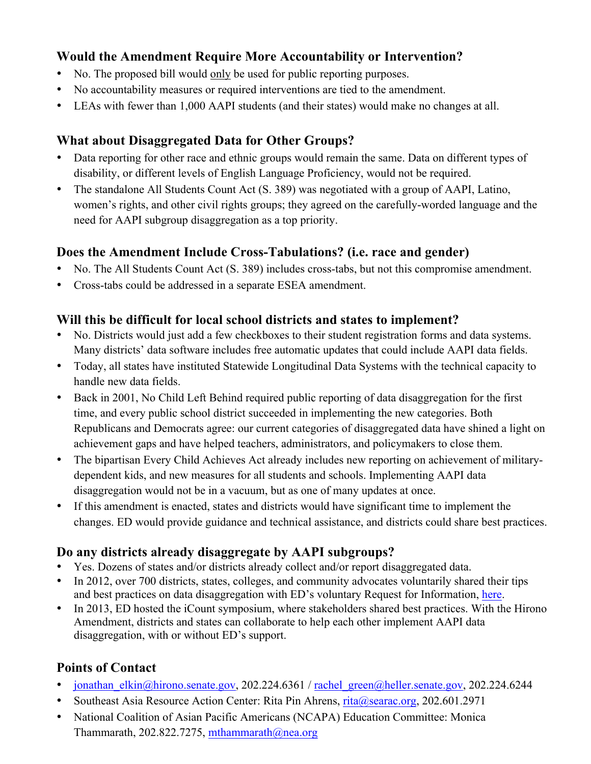## Would the Amendment Require More Accountability or Intervention?

- No. The proposed bill would only be used for public reporting purposes.
- No accountability measures or required interventions are tied to the amendment.
- LEAs with fewer than 1,000 AAPI students (and their states) would make no changes at all.

## What about Disaggregated Data for Other Groups?

- Data reporting for other race and ethnic groups would remain the same. Data on different types of disability, or different levels of English Language Proficiency, would not be required.
- The standalone All Students Count Act (S. 389) was negotiated with a group of AAPI, Latino, women's rights, and other civil rights groups; they agreed on the carefully-worded language and the need for AAPI subgroup disaggregation as a top priority.

## Does the Amendment Include Cross-Tabulations? (i.e. race and gender)

- No. The All Students Count Act (S. 389) includes cross-tabs, but not this compromise amendment.
- Cross-tabs could be addressed in a separate ESEA amendment.

## Will this be difficult for local school districts and states to implement?

- No. Districts would just add a few checkboxes to their student registration forms and data systems. Many districts' data software includes free automatic updates that could include AAPI data fields.
- Today, all states have instituted Statewide Longitudinal Data Systems with the technical capacity to handle new data fields.
- Back in 2001, No Child Left Behind required public reporting of data disaggregation for the first time, and every public school district succeeded in implementing the new categories. Both Republicans and Democrats agree: our current categories of disaggregated data have shined a light on achievement gaps and have helped teachers, administrators, and policymakers to close them.
- The bipartisan Every Child Achieves Act already includes new reporting on achievement of military-dependent kids, and new measures for all students and schools. Implementing AAPI data disaggregation would not be in a vacuum, but as one of many updates at once.
- If this amendment is enacted, states and districts would have significant time to implement the changes. ED would provide guidance and technical assistance, and districts could share best practices.

## Do any districts already disaggregate by AAPI subgroups?

- Yes. Dozens of states and/or districts already collect and/or report disaggregated data.
- In 2012, over 700 districts, states, colleges, and community advocates voluntarily shared their tips and best practices on data disaggregation with ED's voluntary Request for Information, here.
- In 2013, ED hosted the iCount symposium, where stakeholders shared best practices. With the Hirono Amendment, districts and states can collaborate to help each other implement AAPI data disaggregation, with or without ED's support.

## Points of Contact

- jonathan_elkin@hirono.senate.gov, 202.224.6361 / rachel_green@heller.senate.gov, 202.224.6244
- Southeast Asia Resource Action Center: Rita Pin Ahrens, rita@searac.org, 202.601.2971
- National Coalition of Asian Pacific Americans (NCAPA) Education Committee: Monica Thammarath, 202.822.7275, mthammarath@nea.org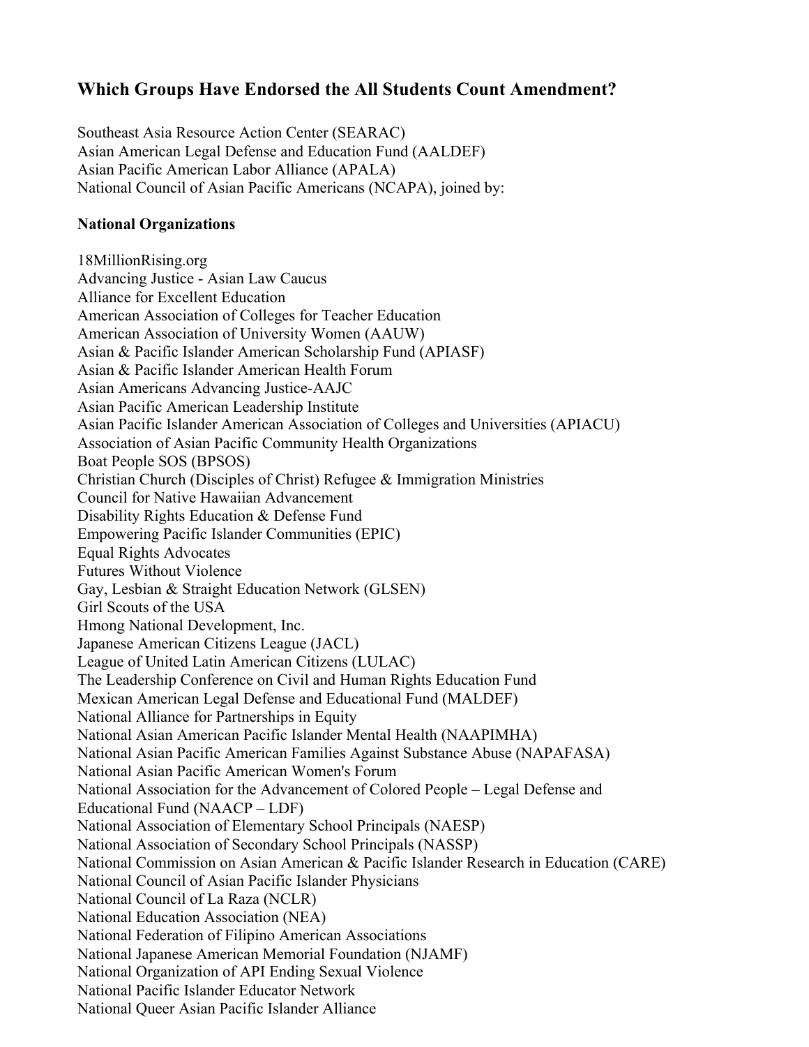## Which Groups Have Endorsed the All Students Count Amendment?

Southeast Asia Resource Action Center (SEARAC)
Asian American Legal Defense and Education Fund (AALDEF)
Asian Pacific American Labor Alliance (APALA)
National Council of Asian Pacific Americans (NCAPA), joined by:

**National Organizations**

18MillionRising.org
Advancing Justice - Asian Law Caucus
Alliance for Excellent Education
American Association of Colleges for Teacher Education
American Association of University Women (AAUW)
Asian & Pacific Islander American Scholarship Fund (APIASF)
Asian & Pacific Islander American Health Forum
Asian Americans Advancing Justice-AAJC
Asian Pacific American Leadership Institute
Asian Pacific Islander American Association of Colleges and Universities (APIACU)
Association of Asian Pacific Community Health Organizations
Boat People SOS (BPSOS)
Christian Church (Disciples of Christ) Refugee & Immigration Ministries
Council for Native Hawaiian Advancement
Disability Rights Education & Defense Fund
Empowering Pacific Islander Communities (EPIC)
Equal Rights Advocates
Futures Without Violence
Gay, Lesbian & Straight Education Network (GLSEN)
Girl Scouts of the USA
Hmong National Development, Inc.
Japanese American Citizens League (JACL)
League of United Latin American Citizens (LULAC)
The Leadership Conference on Civil and Human Rights Education Fund
Mexican American Legal Defense and Educational Fund (MALDEF)
National Alliance for Partnerships in Equity
National Asian American Pacific Islander Mental Health (NAAPIMHA)
National Asian Pacific American Families Against Substance Abuse (NAPAFASA)
National Asian Pacific American Women's Forum
National Association for the Advancement of Colored People – Legal Defense and Educational Fund (NAACP – LDF)
National Association of Elementary School Principals (NAESP)
National Association of Secondary School Principals (NASSP)
National Commission on Asian American & Pacific Islander Research in Education (CARE)
National Council of Asian Pacific Islander Physicians
National Council of La Raza (NCLR)
National Education Association (NEA)
National Federation of Filipino American Associations
National Japanese American Memorial Foundation (NJAMF)
National Organization of API Ending Sexual Violence
National Pacific Islander Educator Network
National Queer Asian Pacific Islander Alliance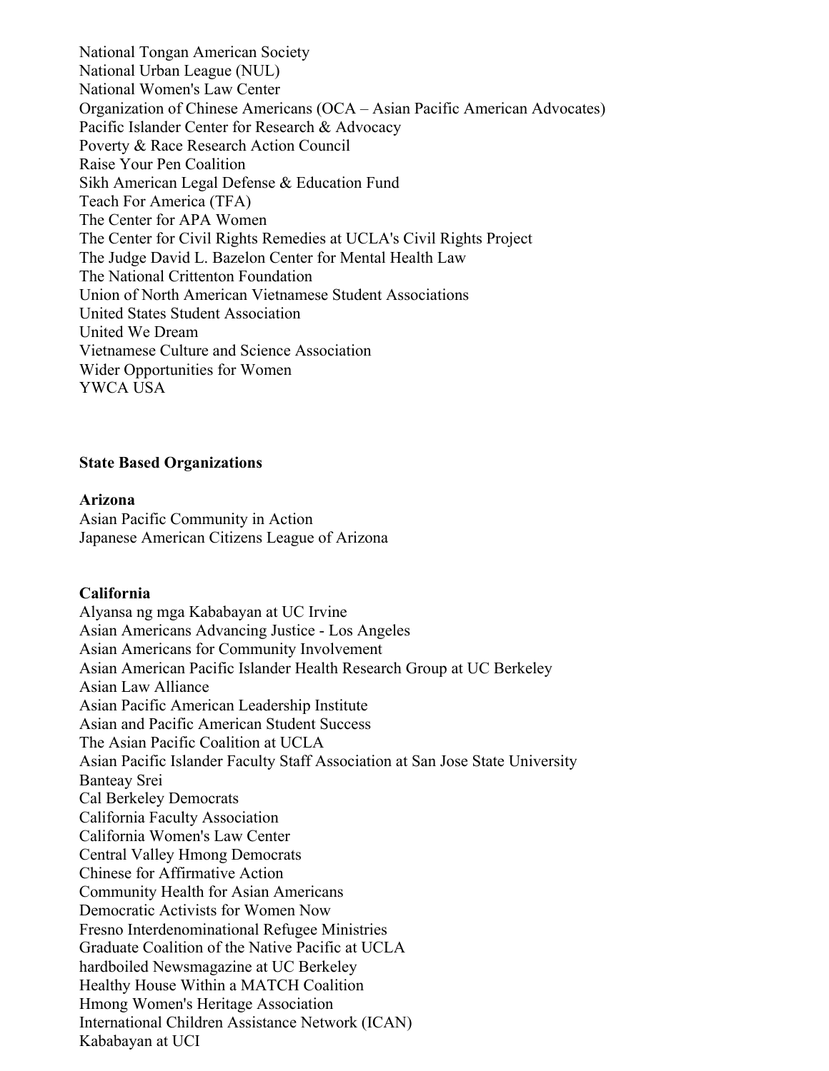National Tongan American Society
National Urban League (NUL)
National Women's Law Center
Organization of Chinese Americans (OCA – Asian Pacific American Advocates)
Pacific Islander Center for Research & Advocacy
Poverty & Race Research Action Council
Raise Your Pen Coalition
Sikh American Legal Defense & Education Fund
Teach For America (TFA)
The Center for APA Women
The Center for Civil Rights Remedies at UCLA's Civil Rights Project
The Judge David L. Bazelon Center for Mental Health Law
The National Crittenton Foundation
Union of North American Vietnamese Student Associations
United States Student Association
United We Dream
Vietnamese Culture and Science Association
Wider Opportunities for Women
YWCA USA

**State Based Organizations**

**Arizona**
Asian Pacific Community in Action
Japanese American Citizens League of Arizona

**California**
Alyansa ng mga Kababayan at UC Irvine
Asian Americans Advancing Justice - Los Angeles
Asian Americans for Community Involvement
Asian American Pacific Islander Health Research Group at UC Berkeley
Asian Law Alliance
Asian Pacific American Leadership Institute
Asian and Pacific American Student Success
The Asian Pacific Coalition at UCLA
Asian Pacific Islander Faculty Staff Association at San Jose State University
Banteay Srei
Cal Berkeley Democrats
California Faculty Association
California Women's Law Center
Central Valley Hmong Democrats
Chinese for Affirmative Action
Community Health for Asian Americans
Democratic Activists for Women Now
Fresno Interdenominational Refugee Ministries
Graduate Coalition of the Native Pacific at UCLA
hardboiled Newsmagazine at UC Berkeley
Healthy House Within a MATCH Coalition
Hmong Women's Heritage Association
International Children Assistance Network (ICAN)
Kababayan at UCI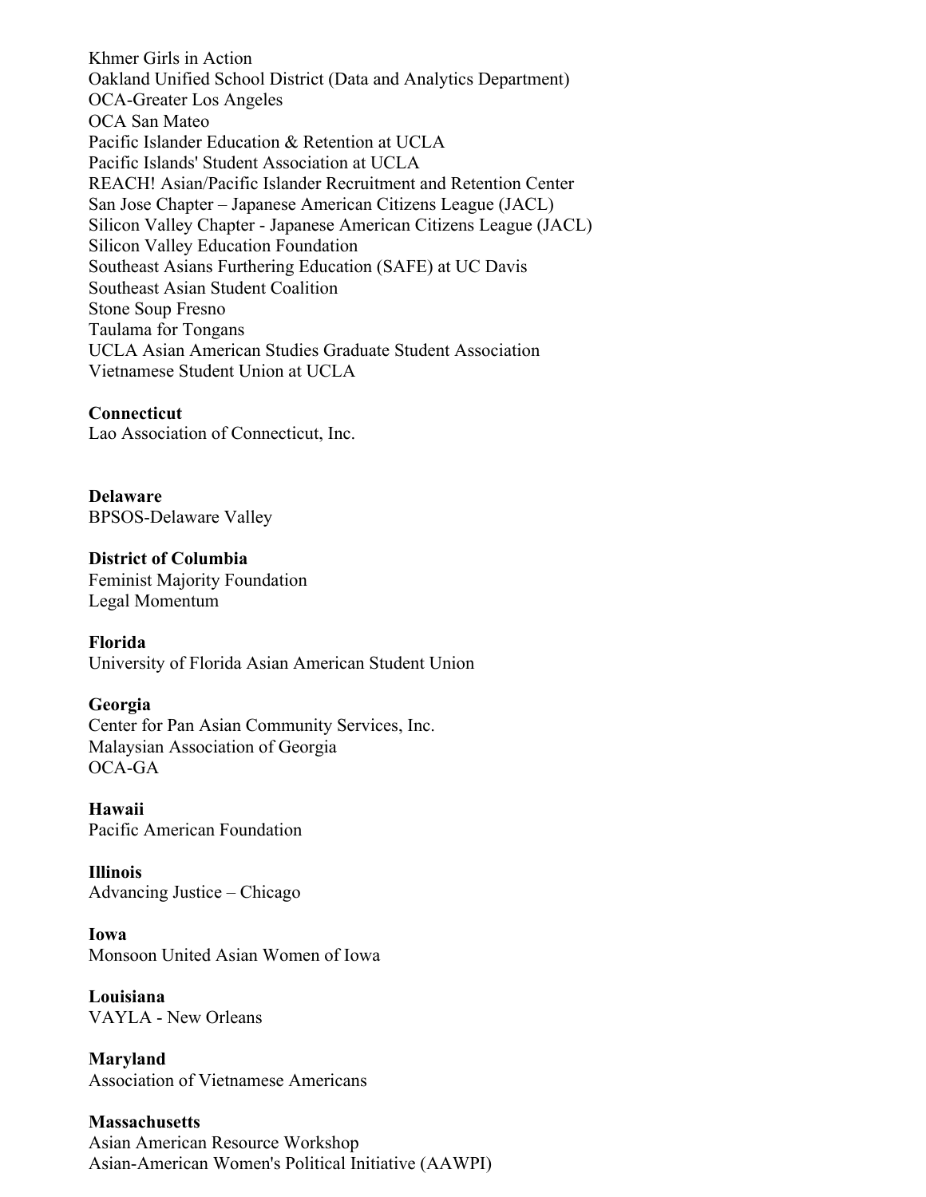Khmer Girls in Action
Oakland Unified School District (Data and Analytics Department)
OCA-Greater Los Angeles
OCA San Mateo
Pacific Islander Education & Retention at UCLA
Pacific Islands' Student Association at UCLA
REACH! Asian/Pacific Islander Recruitment and Retention Center
San Jose Chapter – Japanese American Citizens League (JACL)
Silicon Valley Chapter - Japanese American Citizens League (JACL)
Silicon Valley Education Foundation
Southeast Asians Furthering Education (SAFE) at UC Davis
Southeast Asian Student Coalition
Stone Soup Fresno
Taulama for Tongans
UCLA Asian American Studies Graduate Student Association
Vietnamese Student Union at UCLA

**Connecticut**
Lao Association of Connecticut, Inc.

**Delaware**
BPSOS-Delaware Valley

**District of Columbia**
Feminist Majority Foundation
Legal Momentum

**Florida**
University of Florida Asian American Student Union

**Georgia**
Center for Pan Asian Community Services, Inc.
Malaysian Association of Georgia
OCA-GA

**Hawaii**
Pacific American Foundation

**Illinois**
Advancing Justice – Chicago

**Iowa**
Monsoon United Asian Women of Iowa

**Louisiana**
VAYLA - New Orleans

**Maryland**
Association of Vietnamese Americans

**Massachusetts**
Asian American Resource Workshop
Asian-American Women's Political Initiative (AAWPI)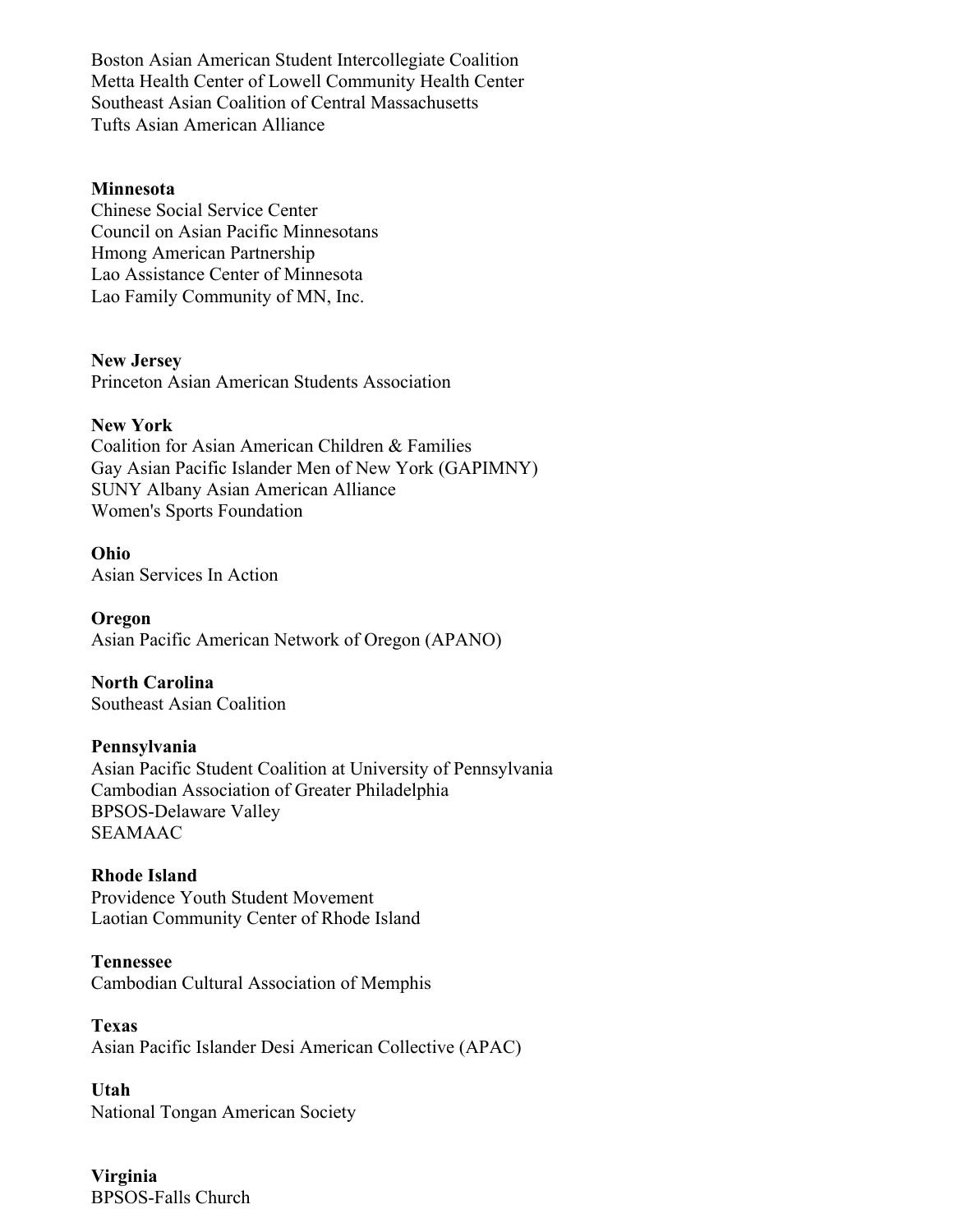Boston Asian American Student Intercollegiate Coalition
Metta Health Center of Lowell Community Health Center
Southeast Asian Coalition of Central Massachusetts
Tufts Asian American Alliance

**Minnesota**
Chinese Social Service Center
Council on Asian Pacific Minnesotans
Hmong American Partnership
Lao Assistance Center of Minnesota
Lao Family Community of MN, Inc.

**New Jersey**
Princeton Asian American Students Association

**New York**
Coalition for Asian American Children & Families
Gay Asian Pacific Islander Men of New York (GAPIMNY)
SUNY Albany Asian American Alliance
Women's Sports Foundation

**Ohio**
Asian Services In Action

**Oregon**
Asian Pacific American Network of Oregon (APANO)

**North Carolina**
Southeast Asian Coalition

**Pennsylvania**
Asian Pacific Student Coalition at University of Pennsylvania
Cambodian Association of Greater Philadelphia
BPSOS-Delaware Valley
SEAMAAC

**Rhode Island**
Providence Youth Student Movement
Laotian Community Center of Rhode Island

**Tennessee**
Cambodian Cultural Association of Memphis

**Texas**
Asian Pacific Islander Desi American Collective (APAC)

**Utah**
National Tongan American Society

**Virginia**
BPSOS-Falls Church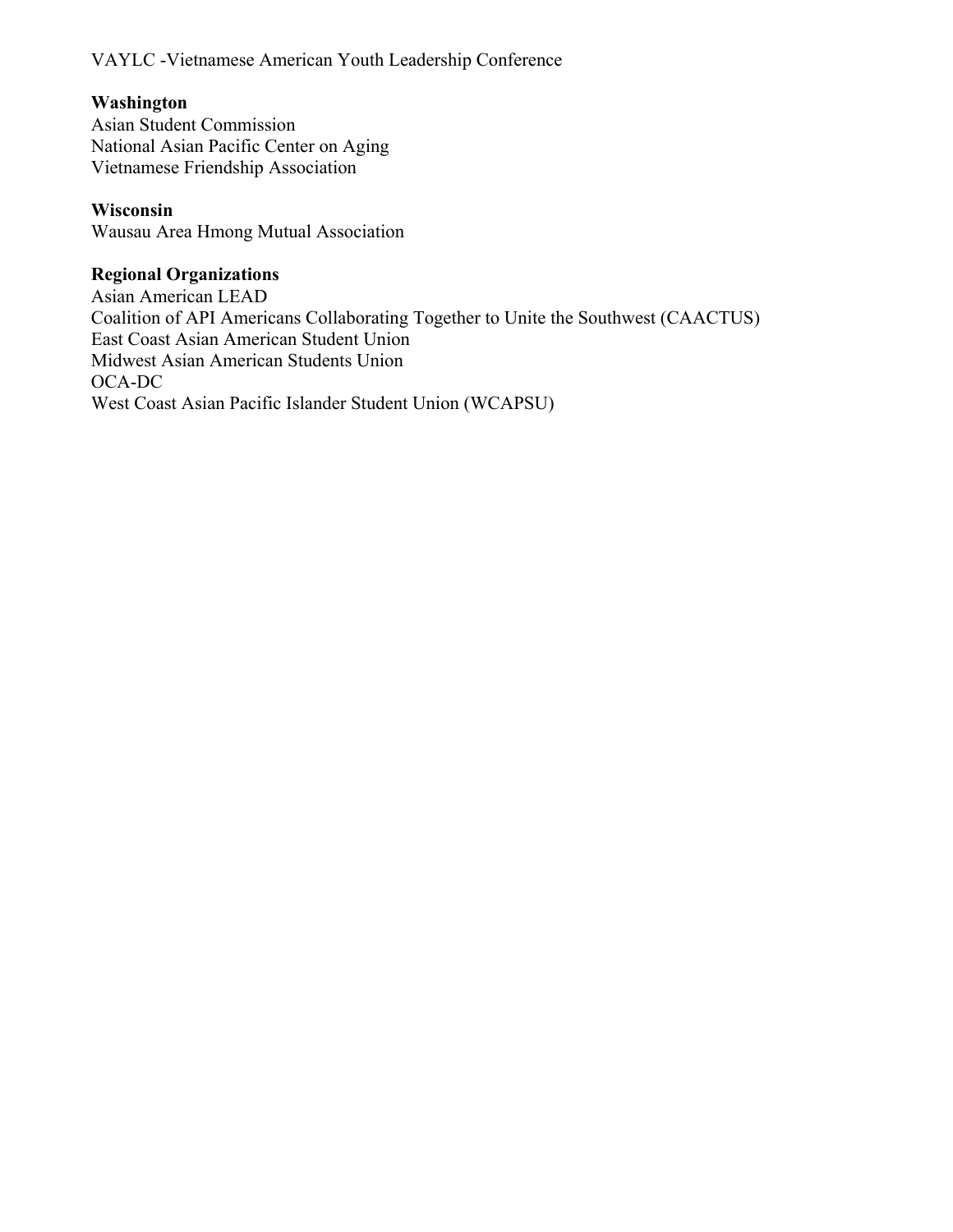VAYLC -Vietnamese American Youth Leadership Conference

**Washington**
Asian Student Commission
National Asian Pacific Center on Aging
Vietnamese Friendship Association

**Wisconsin**
Wausau Area Hmong Mutual Association

**Regional Organizations**
Asian American LEAD
Coalition of API Americans Collaborating Together to Unite the Southwest (CAACTUS)
East Coast Asian American Student Union
Midwest Asian American Students Union
OCA-DC
West Coast Asian Pacific Islander Student Union (WCAPSU)